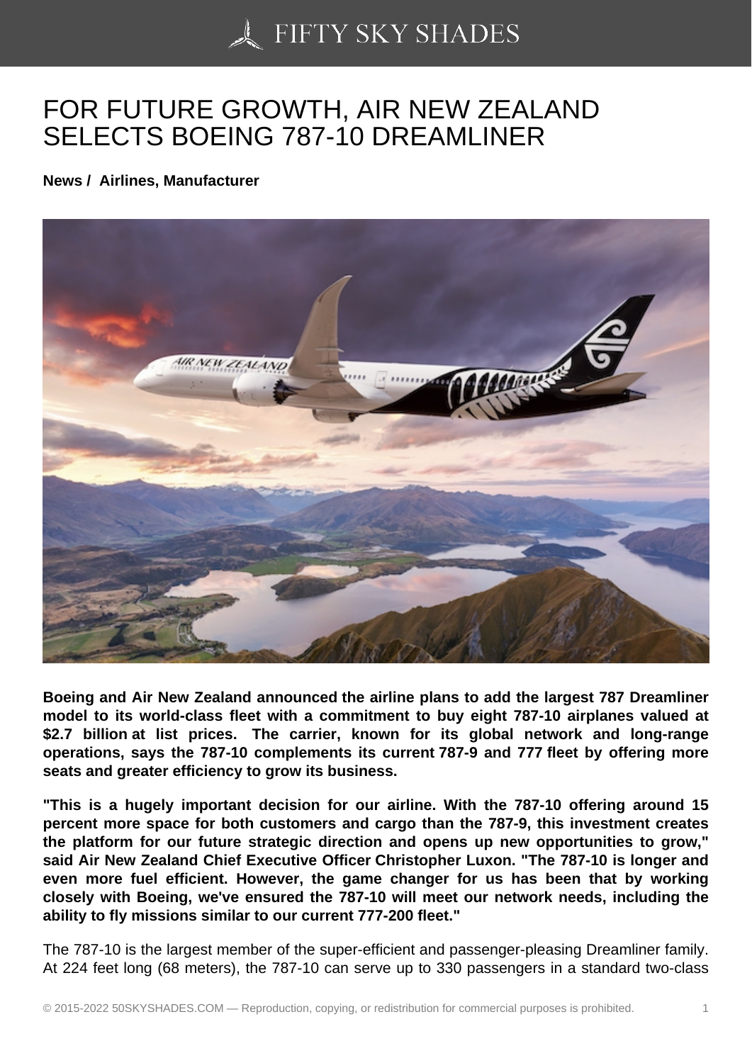# FOR FUTURE GROWTH, AIR NEW ZEALAND SELECTS BOEING 787-10 DREAMLINER

**News / Airlines, Manufacturer**

**Boeing and Air New Zealand announced the airline plans to add the largest 787 Dreamliner model to its world-class fleet with a commitment to buy eight 787-10 airplanes valued at $2.7 billion at list prices. The carrier, known for its global network and long-range operations, says the 787-10 complements its current 787-9 and 777 fleet by offering more seats and greater efficiency to grow its business.**

**"This is a hugely important decision for our airline. With the 787-10 offering around 15 percent more space for both customers and cargo than the 787-9, this investment creates the platform for our future strategic direction and opens up new opportunities to grow," said Air New Zealand Chief Executive Officer Christopher Luxon. "The 787-10 is longer and even more fuel efficient. However, the game changer for us has been that by working closely with Boeing, we've ensured the 787-10 will meet our network needs, including the ability to fly missions similar to our current 777-200 fleet."**

The 787-10 is the largest member of the super-efficient and passenger-pleasing Dreamliner family. At 224 feet long (68 meters), the 787-10 can serve up to 330 passengers in a standard two-class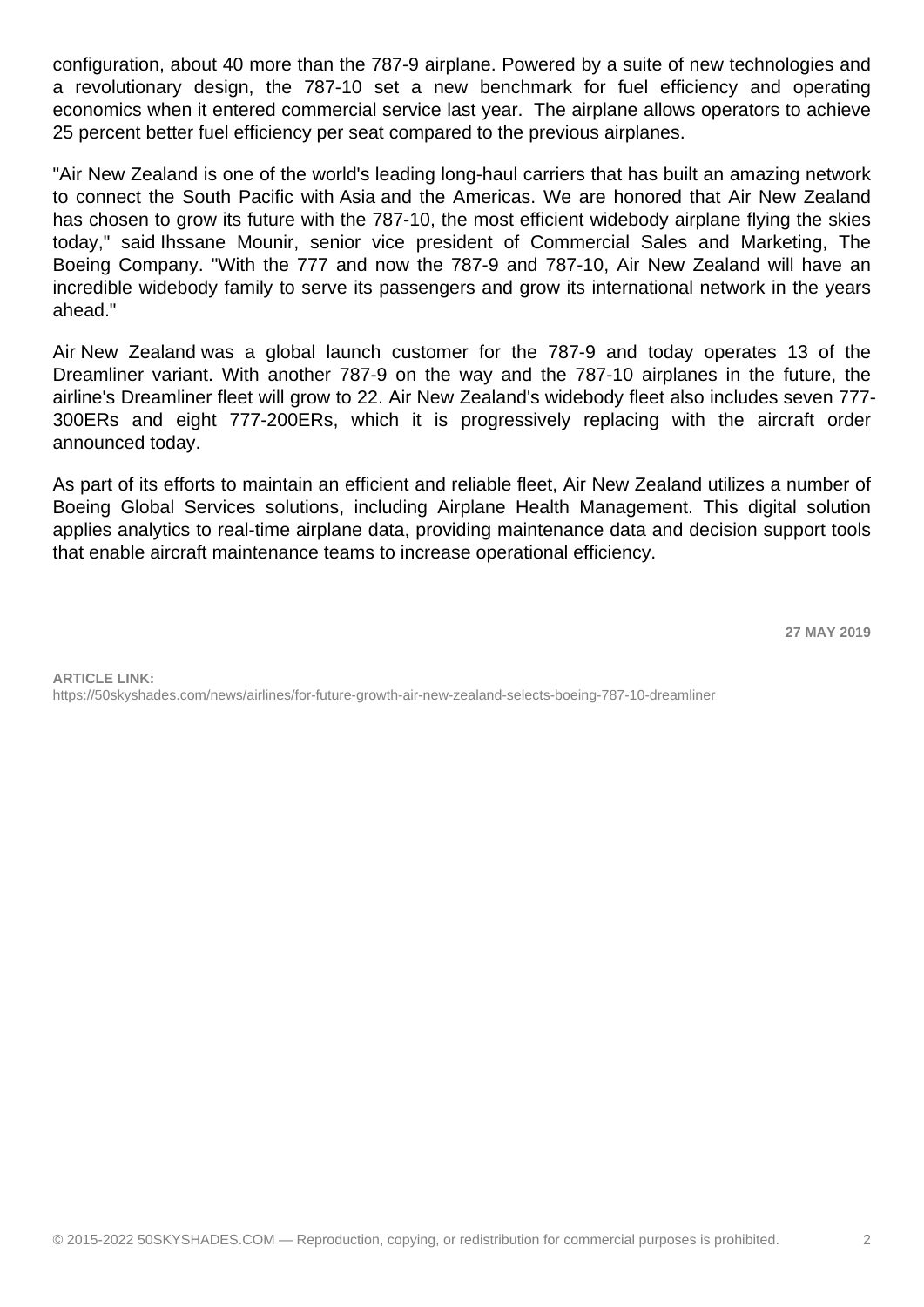configuration, about 40 more than the 787-9 airplane. Powered by a suite of new technologies and a revolutionary design, the 787-10 set a new benchmark for fuel efficiency and operating economics when it entered commercial service last year. The airplane allows operators to achieve 25 percent better fuel efficiency per seat compared to the previous airplanes.

"Air New Zealand is one of the world's leading long-haul carriers that has built an amazing network to connect the South Pacific with Asia and the Americas. We are honored that Air New Zealand has chosen to grow its future with the 787-10, the most efficient widebody airplane flying the skies today," said Ihssane Mounir, senior vice president of Commercial Sales and Marketing, The Boeing Company. "With the 777 and now the 787-9 and 787-10, Air New Zealand will have an incredible widebody family to serve its passengers and grow its international network in the years ahead."

Air New Zealand was a global launch customer for the 787-9 and today operates 13 of the Dreamliner variant. With another 787-9 on the way and the 787-10 airplanes in the future, the airline's Dreamliner fleet will grow to 22. Air New Zealand's widebody fleet also includes seven 777-300ERs and eight 777-200ERs, which it is progressively replacing with the aircraft order announced today.

As part of its efforts to maintain an efficient and reliable fleet, Air New Zealand utilizes a number of Boeing Global Services solutions, including Airplane Health Management. This digital solution applies analytics to real-time airplane data, providing maintenance data and decision support tools that enable aircraft maintenance teams to increase operational efficiency.

**27 MAY 2019**

**ARTICLE LINK:**
https://50skyshades.com/news/airlines/for-future-growth-air-new-zealand-selects-boeing-787-10-dreamliner